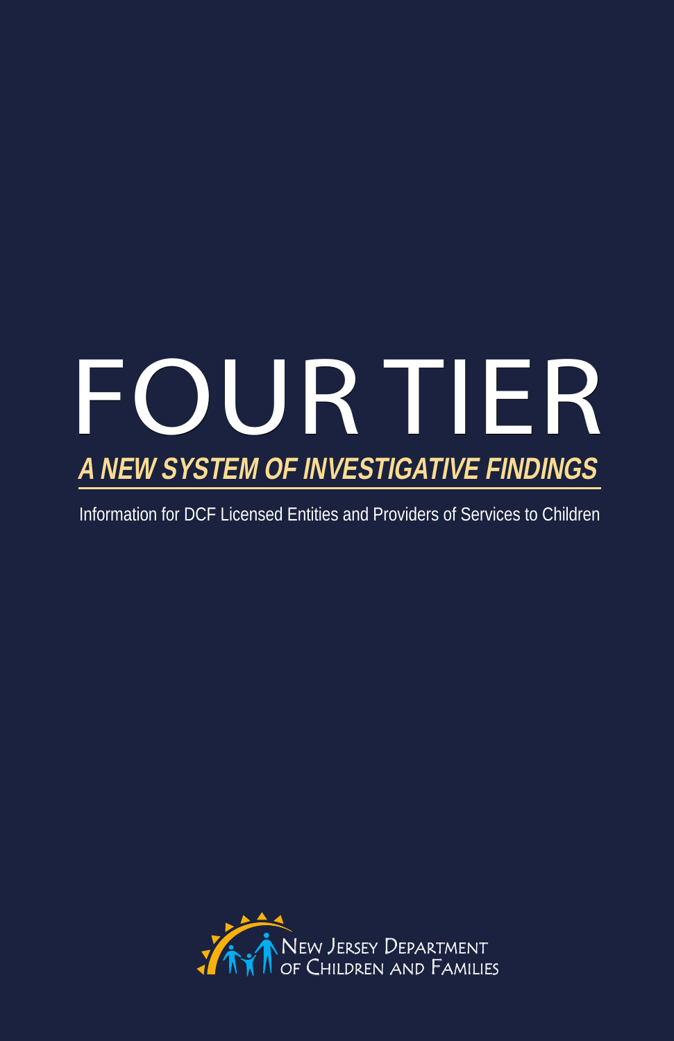# FOUR TIER

## *A NEW SYSTEM OF INVESTIGATIVE FINDINGS*

Information for DCF Licensed Entities and Providers of Services to Children

New Jersey Department of Children and Families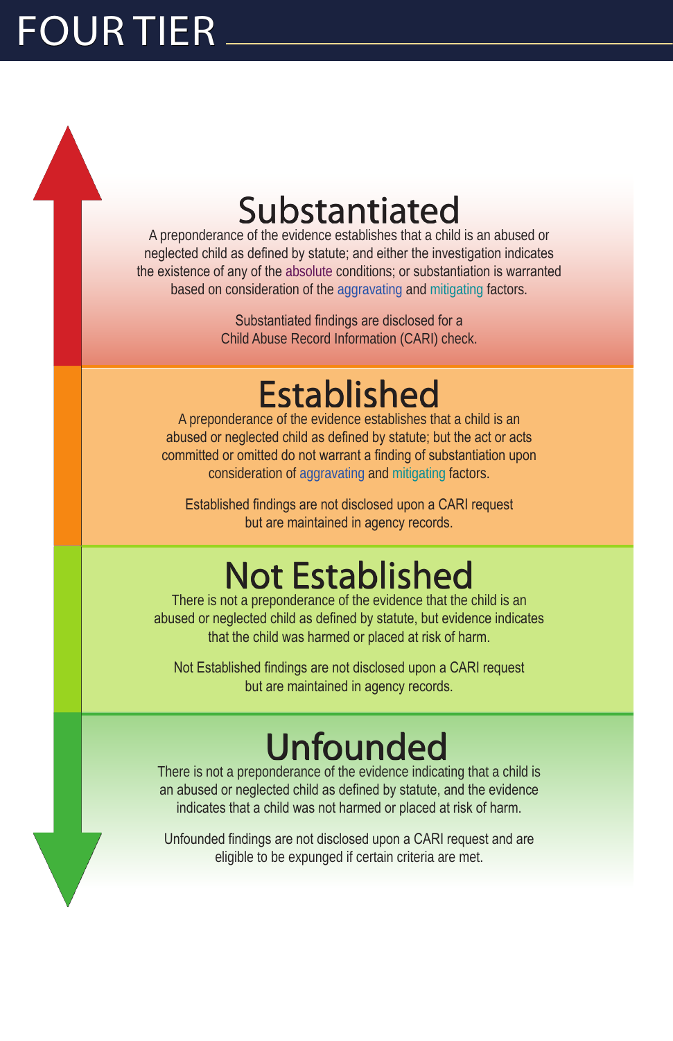# FOUR TIER

## Substantiated

A preponderance of the evidence establishes that a child is an abused or neglected child as defined by statute; and either the investigation indicates the existence of any of the absolute conditions; or substantiation is warranted based on consideration of the aggravating and mitigating factors.

Substantiated findings are disclosed for a Child Abuse Record Information (CARI) check.

## Established

A preponderance of the evidence establishes that a child is an abused or neglected child as defined by statute; but the act or acts committed or omitted do not warrant a finding of substantiation upon consideration of aggravating and mitigating factors.

Established findings are not disclosed upon a CARI request but are maintained in agency records.

## Not Established

There is not a preponderance of the evidence that the child is an abused or neglected child as defined by statute, but evidence indicates that the child was harmed or placed at risk of harm.

Not Established findings are not disclosed upon a CARI request but are maintained in agency records.

## Unfounded

There is not a preponderance of the evidence indicating that a child is an abused or neglected child as defined by statute, and the evidence indicates that a child was not harmed or placed at risk of harm.

Unfounded findings are not disclosed upon a CARI request and are eligible to be expunged if certain criteria are met.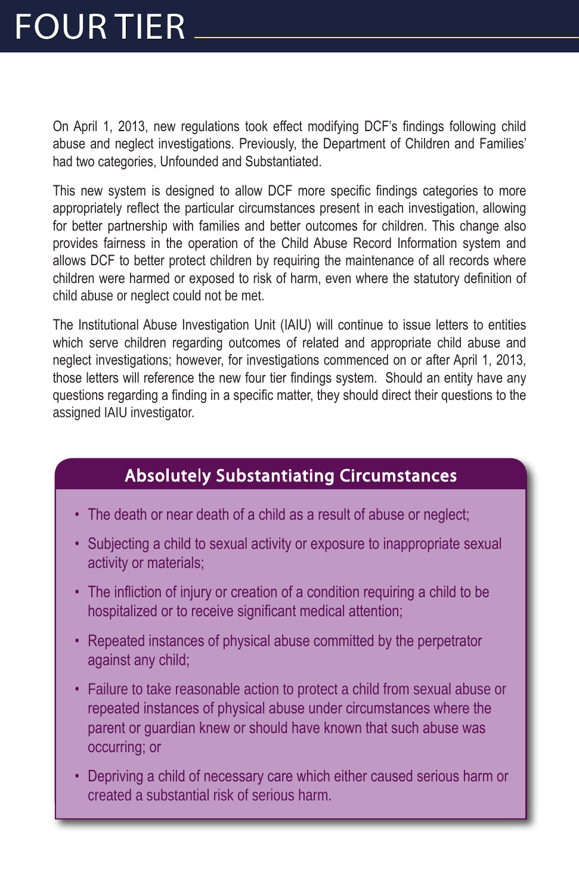# FOUR TIER

On April 1, 2013, new regulations took effect modifying DCF's findings following child abuse and neglect investigations. Previously, the Department of Children and Families' had two categories, Unfounded and Substantiated.

This new system is designed to allow DCF more specific findings categories to more appropriately reflect the particular circumstances present in each investigation, allowing for better partnership with families and better outcomes for children. This change also provides fairness in the operation of the Child Abuse Record Information system and allows DCF to better protect children by requiring the maintenance of all records where children were harmed or exposed to risk of harm, even where the statutory definition of child abuse or neglect could not be met.

The Institutional Abuse Investigation Unit (IAIU) will continue to issue letters to entities which serve children regarding outcomes of related and appropriate child abuse and neglect investigations; however, for investigations commenced on or after April 1, 2013, those letters will reference the new four tier findings system. Should an entity have any questions regarding a finding in a specific matter, they should direct their questions to the assigned IAIU investigator.

## Absolutely Substantiating Circumstances

- The death or near death of a child as a result of abuse or neglect;
- Subjecting a child to sexual activity or exposure to inappropriate sexual activity or materials;
- The infliction of injury or creation of a condition requiring a child to be hospitalized or to receive significant medical attention;
- Repeated instances of physical abuse committed by the perpetrator against any child;
- Failure to take reasonable action to protect a child from sexual abuse or repeated instances of physical abuse under circumstances where the parent or guardian knew or should have known that such abuse was occurring; or
- Depriving a child of necessary care which either caused serious harm or created a substantial risk of serious harm.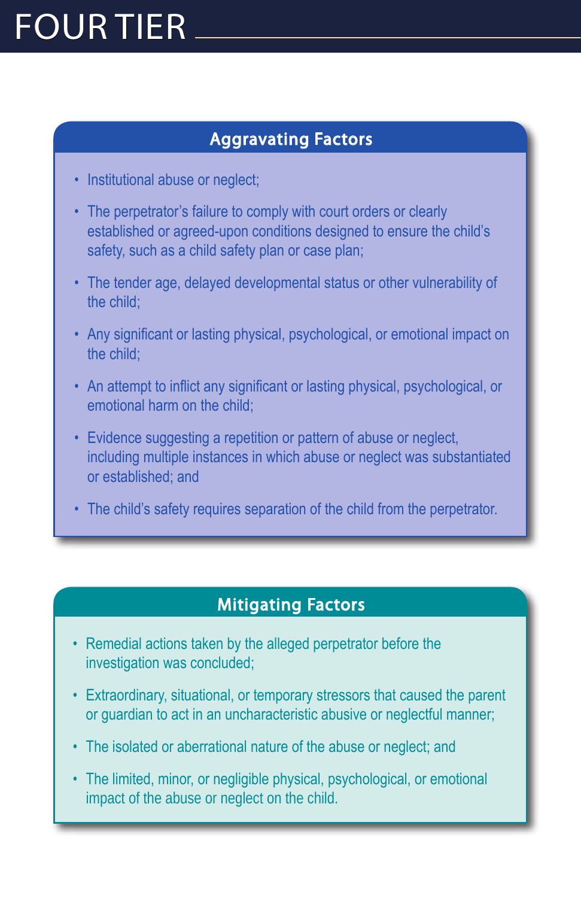# FOUR TIER

## Aggravating Factors

- Institutional abuse or neglect;
- The perpetrator's failure to comply with court orders or clearly established or agreed-upon conditions designed to ensure the child's safety, such as a child safety plan or case plan;
- The tender age, delayed developmental status or other vulnerability of the child;
- Any significant or lasting physical, psychological, or emotional impact on the child;
- An attempt to inflict any significant or lasting physical, psychological, or emotional harm on the child;
- Evidence suggesting a repetition or pattern of abuse or neglect, including multiple instances in which abuse or neglect was substantiated or established; and
- The child's safety requires separation of the child from the perpetrator.

## Mitigating Factors

- Remedial actions taken by the alleged perpetrator before the investigation was concluded;
- Extraordinary, situational, or temporary stressors that caused the parent or guardian to act in an uncharacteristic abusive or neglectful manner;
- The isolated or aberrational nature of the abuse or neglect; and
- The limited, minor, or negligible physical, psychological, or emotional impact of the abuse or neglect on the child.